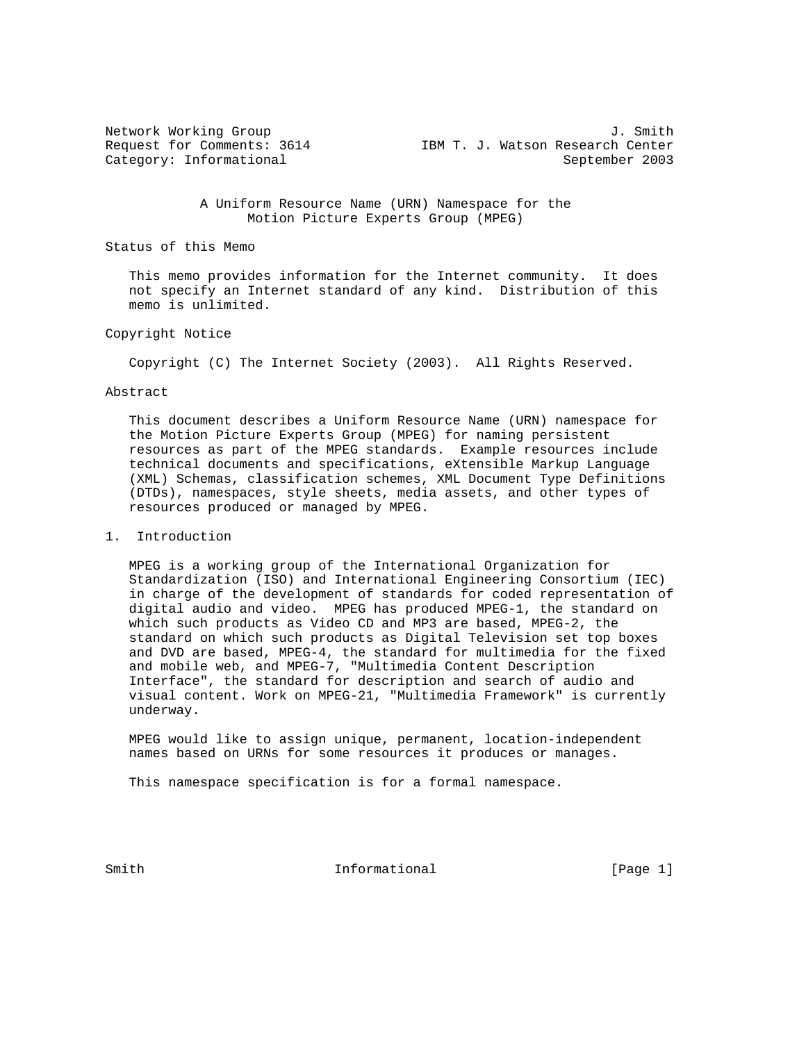Network Working Group J. Smith
Request for Comments: 3614 IBM T. J. Watson Research Center
Category: Informational September 2003

# A Uniform Resource Name (URN) Namespace for the Motion Picture Experts Group (MPEG)

## Status of this Memo

This memo provides information for the Internet community. It does not specify an Internet standard of any kind. Distribution of this memo is unlimited.

## Copyright Notice

Copyright (C) The Internet Society (2003). All Rights Reserved.

## Abstract

This document describes a Uniform Resource Name (URN) namespace for the Motion Picture Experts Group (MPEG) for naming persistent resources as part of the MPEG standards. Example resources include technical documents and specifications, eXtensible Markup Language (XML) Schemas, classification schemes, XML Document Type Definitions (DTDs), namespaces, style sheets, media assets, and other types of resources produced or managed by MPEG.

## 1. Introduction

MPEG is a working group of the International Organization for Standardization (ISO) and International Engineering Consortium (IEC) in charge of the development of standards for coded representation of digital audio and video. MPEG has produced MPEG-1, the standard on which such products as Video CD and MP3 are based, MPEG-2, the standard on which such products as Digital Television set top boxes and DVD are based, MPEG-4, the standard for multimedia for the fixed and mobile web, and MPEG-7, "Multimedia Content Description Interface", the standard for description and search of audio and visual content. Work on MPEG-21, "Multimedia Framework" is currently underway.

MPEG would like to assign unique, permanent, location-independent names based on URNs for some resources it produces or manages.

This namespace specification is for a formal namespace.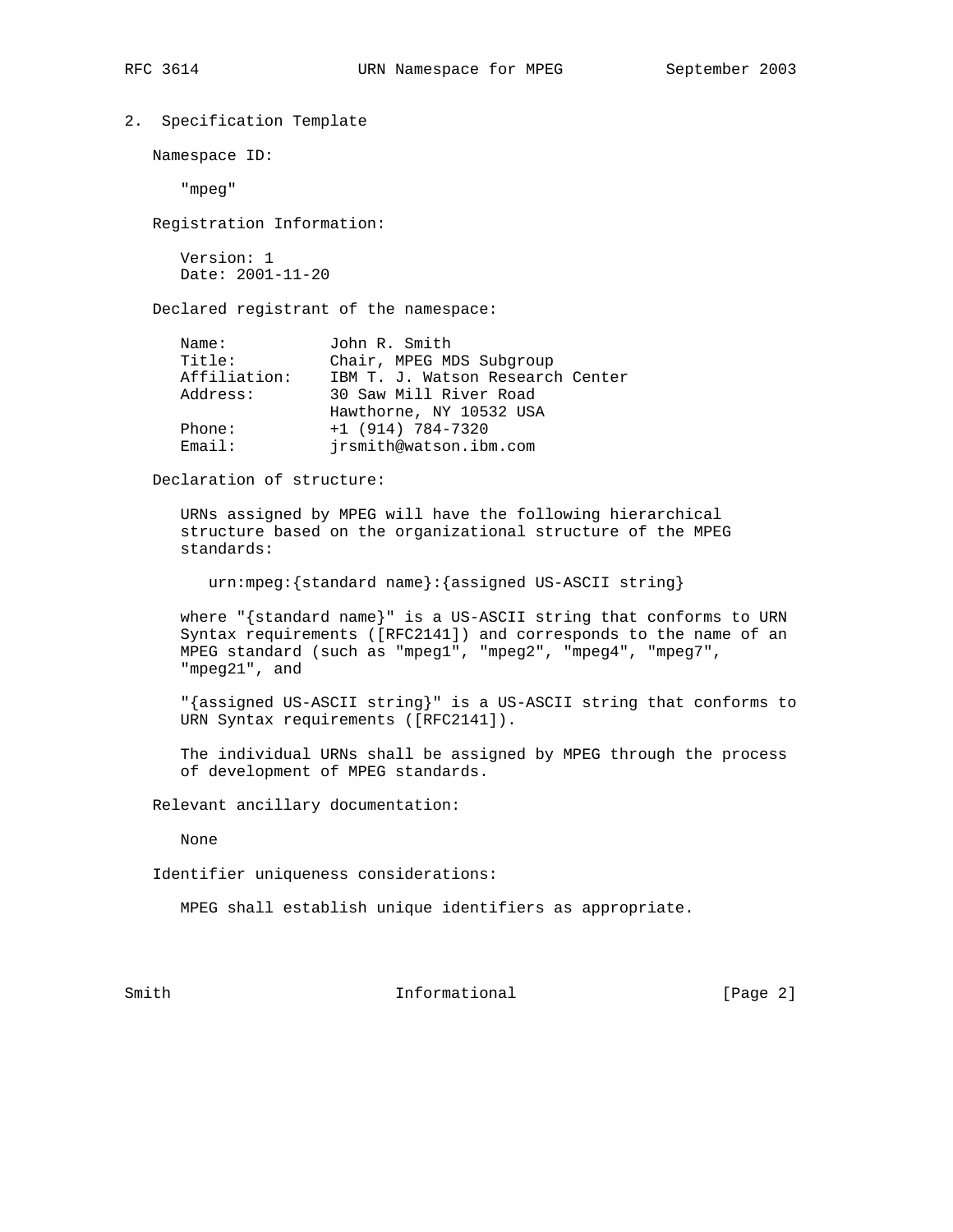## 2. Specification Template

Namespace ID:

"mpeg"

Registration Information:

Version: 1
Date: 2001-11-20

Declared registrant of the namespace:

```
Name:           John R. Smith
Title:          Chair, MPEG MDS Subgroup
Affiliation:    IBM T. J. Watson Research Center
Address:        30 Saw Mill River Road
                Hawthorne, NY 10532 USA
Phone:          +1 (914) 784-7320
Email:          jrsmith@watson.ibm.com
```

Declaration of structure:

URNs assigned by MPEG will have the following hierarchical structure based on the organizational structure of the MPEG standards:

```
urn:mpeg:{standard name}:{assigned US-ASCII string}
```

where "{standard name}" is a US-ASCII string that conforms to URN Syntax requirements ([RFC2141]) and corresponds to the name of an MPEG standard (such as "mpeg1", "mpeg2", "mpeg4", "mpeg7", "mpeg21", and

"{assigned US-ASCII string}" is a US-ASCII string that conforms to URN Syntax requirements ([RFC2141]).

The individual URNs shall be assigned by MPEG through the process of development of MPEG standards.

Relevant ancillary documentation:

None

Identifier uniqueness considerations:

MPEG shall establish unique identifiers as appropriate.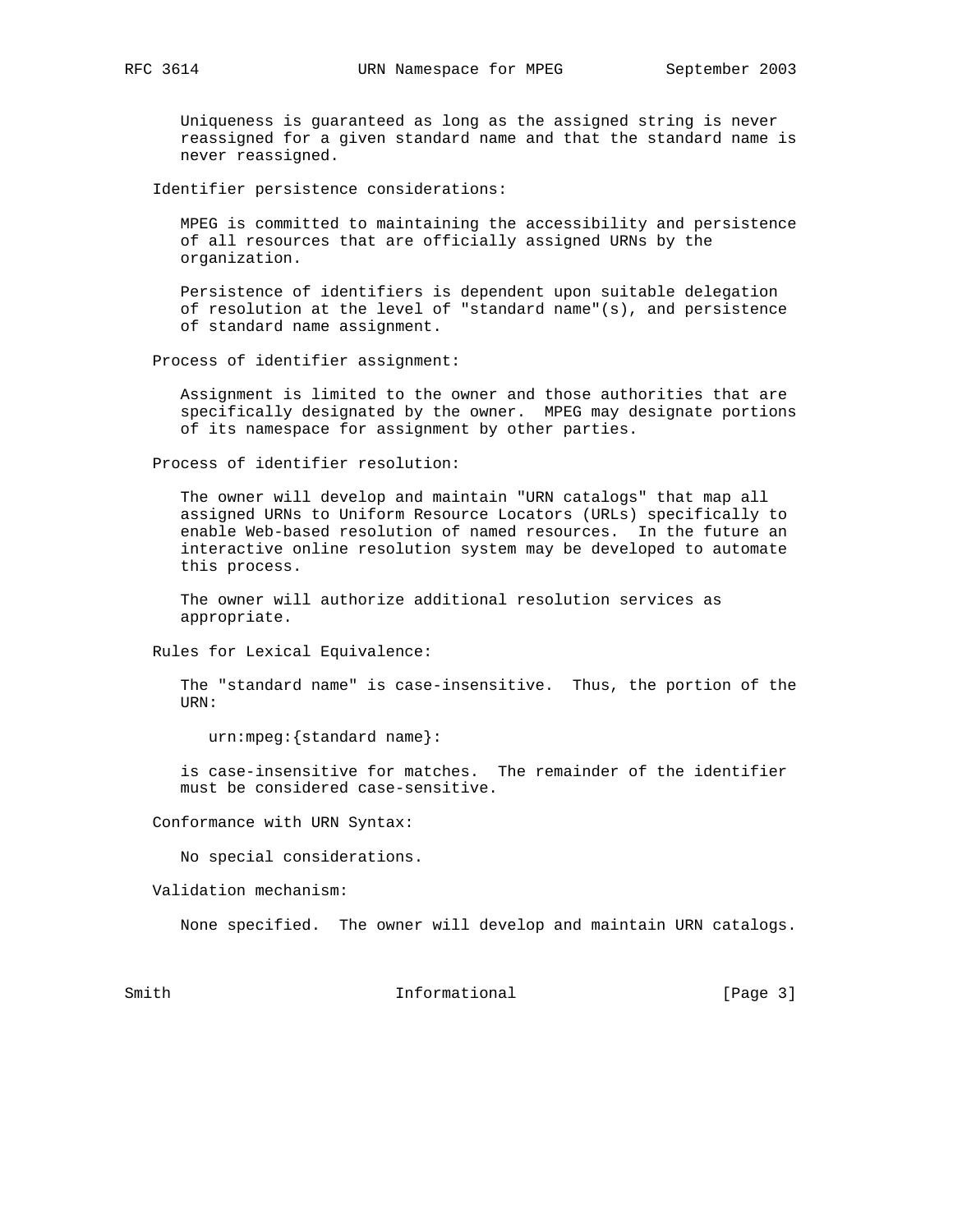Uniqueness is guaranteed as long as the assigned string is never reassigned for a given standard name and that the standard name is never reassigned.

Identifier persistence considerations:

MPEG is committed to maintaining the accessibility and persistence of all resources that are officially assigned URNs by the organization.

Persistence of identifiers is dependent upon suitable delegation of resolution at the level of "standard name"(s), and persistence of standard name assignment.

Process of identifier assignment:

Assignment is limited to the owner and those authorities that are specifically designated by the owner. MPEG may designate portions of its namespace for assignment by other parties.

Process of identifier resolution:

The owner will develop and maintain "URN catalogs" that map all assigned URNs to Uniform Resource Locators (URLs) specifically to enable Web-based resolution of named resources. In the future an interactive online resolution system may be developed to automate this process.

The owner will authorize additional resolution services as appropriate.

Rules for Lexical Equivalence:

The "standard name" is case-insensitive. Thus, the portion of the URN:

```
urn:mpeg:{standard name}:
```

is case-insensitive for matches. The remainder of the identifier must be considered case-sensitive.

Conformance with URN Syntax:

No special considerations.

Validation mechanism:

None specified. The owner will develop and maintain URN catalogs.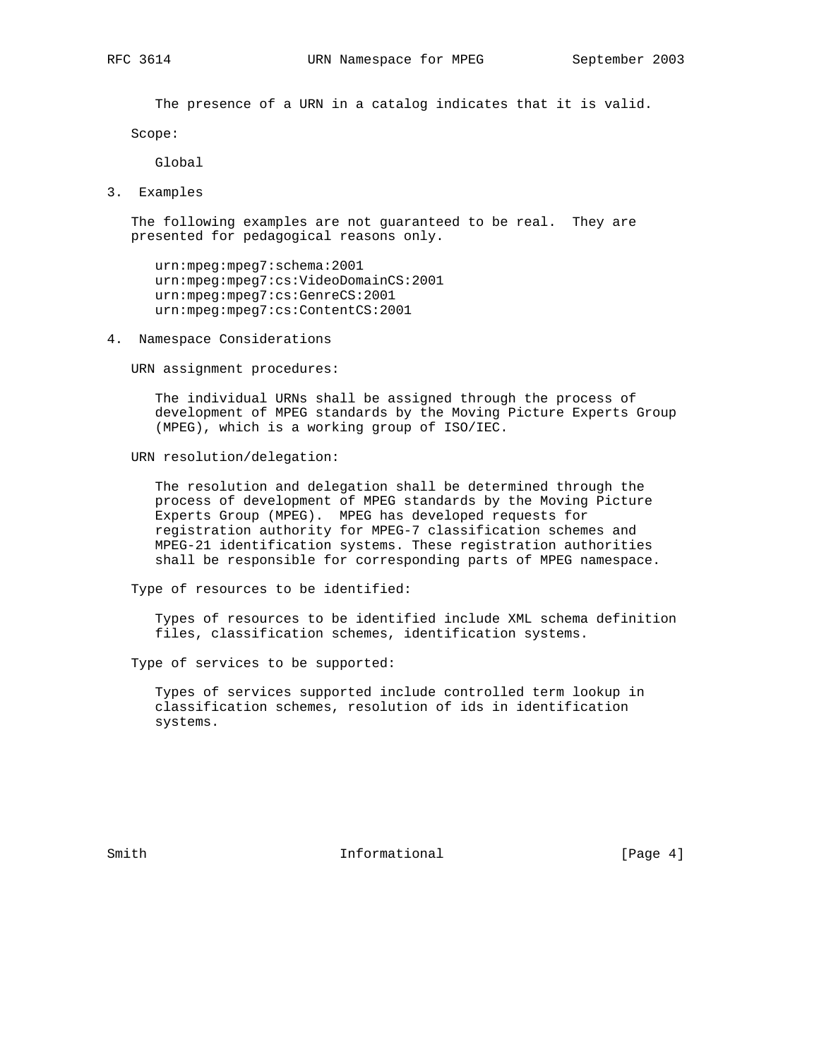The presence of a URN in a catalog indicates that it is valid.

Scope:

Global

## 3. Examples

The following examples are not guaranteed to be real. They are presented for pedagogical reasons only.

```
urn:mpeg:mpeg7:schema:2001
urn:mpeg:mpeg7:cs:VideoDomainCS:2001
urn:mpeg:mpeg7:cs:GenreCS:2001
urn:mpeg:mpeg7:cs:ContentCS:2001
```

## 4. Namespace Considerations

URN assignment procedures:

The individual URNs shall be assigned through the process of development of MPEG standards by the Moving Picture Experts Group (MPEG), which is a working group of ISO/IEC.

URN resolution/delegation:

The resolution and delegation shall be determined through the process of development of MPEG standards by the Moving Picture Experts Group (MPEG). MPEG has developed requests for registration authority for MPEG-7 classification schemes and MPEG-21 identification systems. These registration authorities shall be responsible for corresponding parts of MPEG namespace.

Type of resources to be identified:

Types of resources to be identified include XML schema definition files, classification schemes, identification systems.

Type of services to be supported:

Types of services supported include controlled term lookup in classification schemes, resolution of ids in identification systems.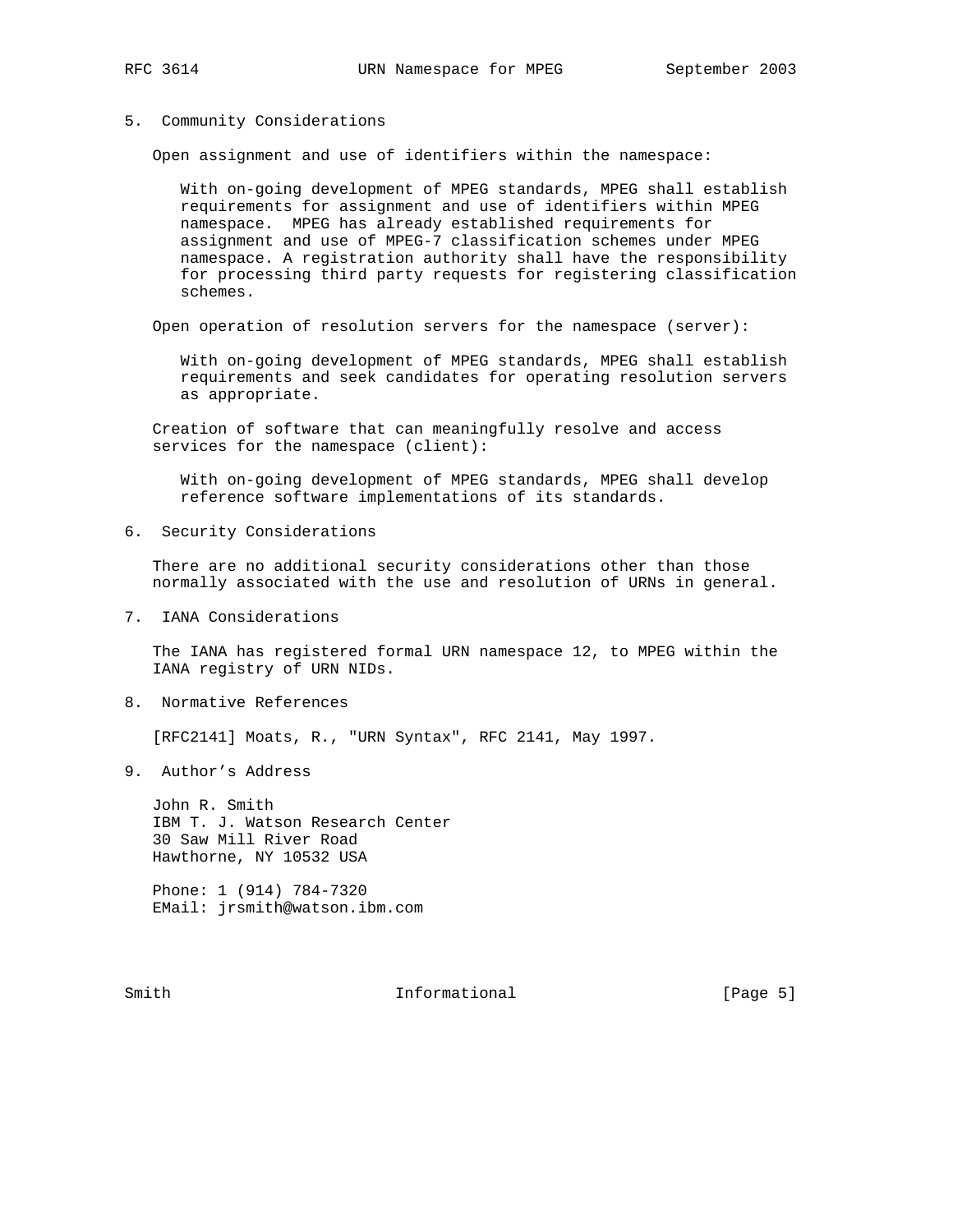## 5. Community Considerations

Open assignment and use of identifiers within the namespace:

> With on-going development of MPEG standards, MPEG shall establish requirements for assignment and use of identifiers within MPEG namespace. MPEG has already established requirements for assignment and use of MPEG-7 classification schemes under MPEG namespace. A registration authority shall have the responsibility for processing third party requests for registering classification schemes.

Open operation of resolution servers for the namespace (server):

> With on-going development of MPEG standards, MPEG shall establish requirements and seek candidates for operating resolution servers as appropriate.

Creation of software that can meaningfully resolve and access services for the namespace (client):

> With on-going development of MPEG standards, MPEG shall develop reference software implementations of its standards.

## 6. Security Considerations

There are no additional security considerations other than those normally associated with the use and resolution of URNs in general.

## 7. IANA Considerations

The IANA has registered formal URN namespace 12, to MPEG within the IANA registry of URN NIDs.

## 8. Normative References

[RFC2141] Moats, R., "URN Syntax", RFC 2141, May 1997.

## 9. Author's Address

John R. Smith
IBM T. J. Watson Research Center
30 Saw Mill River Road
Hawthorne, NY 10532 USA

Phone: 1 (914) 784-7320
EMail: jrsmith@watson.ibm.com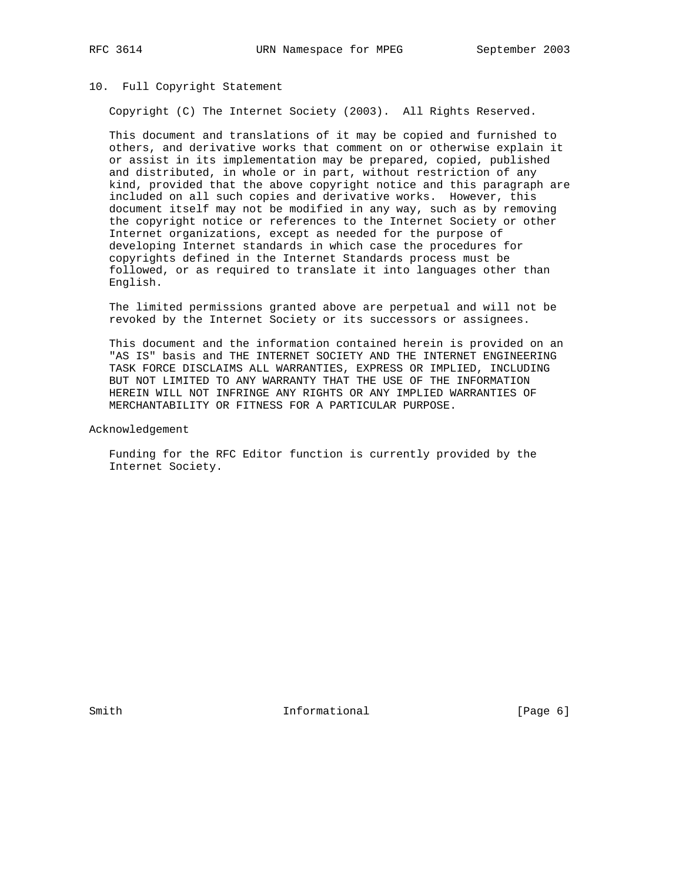## 10. Full Copyright Statement

Copyright (C) The Internet Society (2003). All Rights Reserved.

This document and translations of it may be copied and furnished to others, and derivative works that comment on or otherwise explain it or assist in its implementation may be prepared, copied, published and distributed, in whole or in part, without restriction of any kind, provided that the above copyright notice and this paragraph are included on all such copies and derivative works. However, this document itself may not be modified in any way, such as by removing the copyright notice or references to the Internet Society or other Internet organizations, except as needed for the purpose of developing Internet standards in which case the procedures for copyrights defined in the Internet Standards process must be followed, or as required to translate it into languages other than English.

The limited permissions granted above are perpetual and will not be revoked by the Internet Society or its successors or assignees.

This document and the information contained herein is provided on an "AS IS" basis and THE INTERNET SOCIETY AND THE INTERNET ENGINEERING TASK FORCE DISCLAIMS ALL WARRANTIES, EXPRESS OR IMPLIED, INCLUDING BUT NOT LIMITED TO ANY WARRANTY THAT THE USE OF THE INFORMATION HEREIN WILL NOT INFRINGE ANY RIGHTS OR ANY IMPLIED WARRANTIES OF MERCHANTABILITY OR FITNESS FOR A PARTICULAR PURPOSE.

## Acknowledgement

Funding for the RFC Editor function is currently provided by the Internet Society.